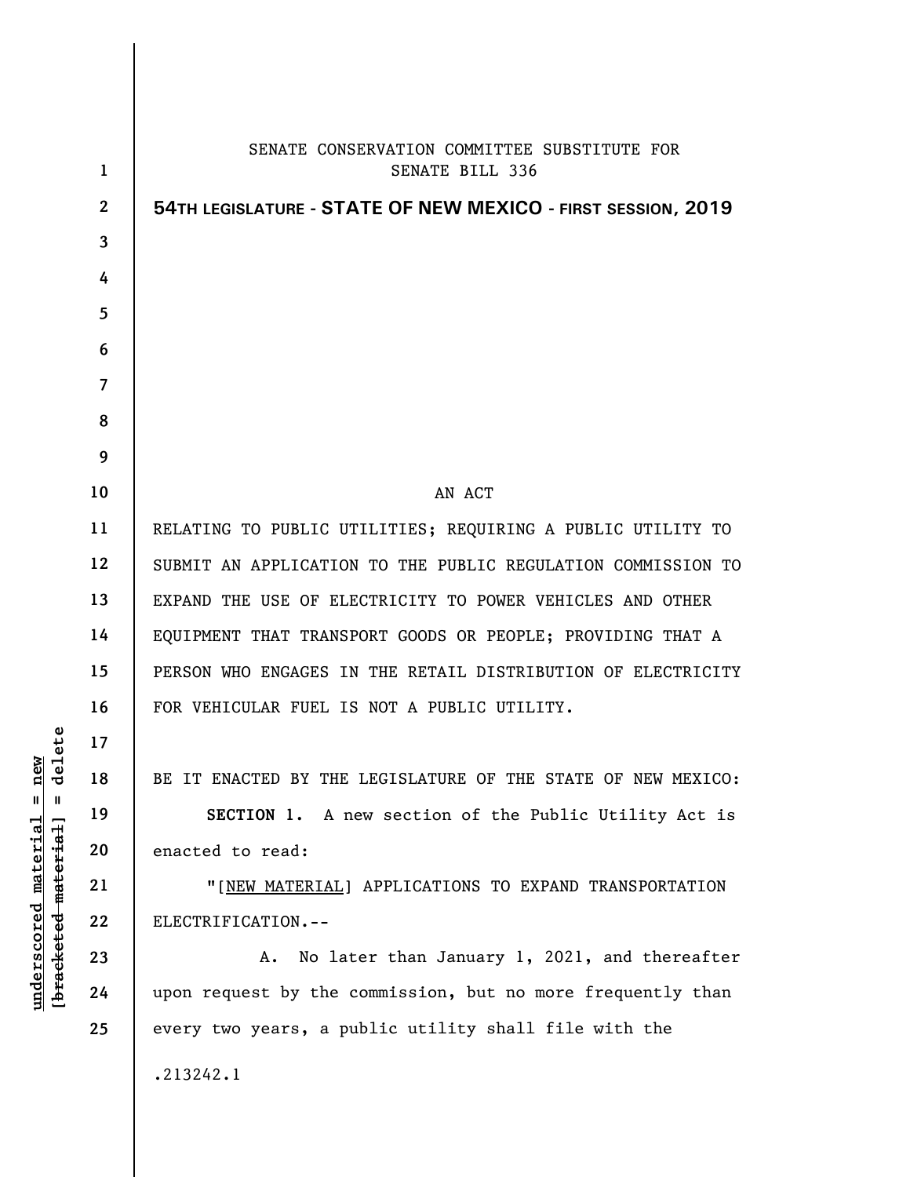SENATE CONSERVATION COMMITTEE SUBSTITUTE FOR
SENATE BILL 336

**54TH LEGISLATURE - STATE OF NEW MEXICO - FIRST SESSION, 2019**

AN ACT

RELATING TO PUBLIC UTILITIES; REQUIRING A PUBLIC UTILITY TO SUBMIT AN APPLICATION TO THE PUBLIC REGULATION COMMISSION TO EXPAND THE USE OF ELECTRICITY TO POWER VEHICLES AND OTHER EQUIPMENT THAT TRANSPORT GOODS OR PEOPLE; PROVIDING THAT A PERSON WHO ENGAGES IN THE RETAIL DISTRIBUTION OF ELECTRICITY FOR VEHICULAR FUEL IS NOT A PUBLIC UTILITY.

BE IT ENACTED BY THE LEGISLATURE OF THE STATE OF NEW MEXICO:

**SECTION 1.** A new section of the Public Utility Act is enacted to read:

"[NEW MATERIAL] APPLICATIONS TO EXPAND TRANSPORTATION ELECTRIFICATION.--

A. No later than January 1, 2021, and thereafter upon request by the commission, but no more frequently than every two years, a public utility shall file with the

.213242.1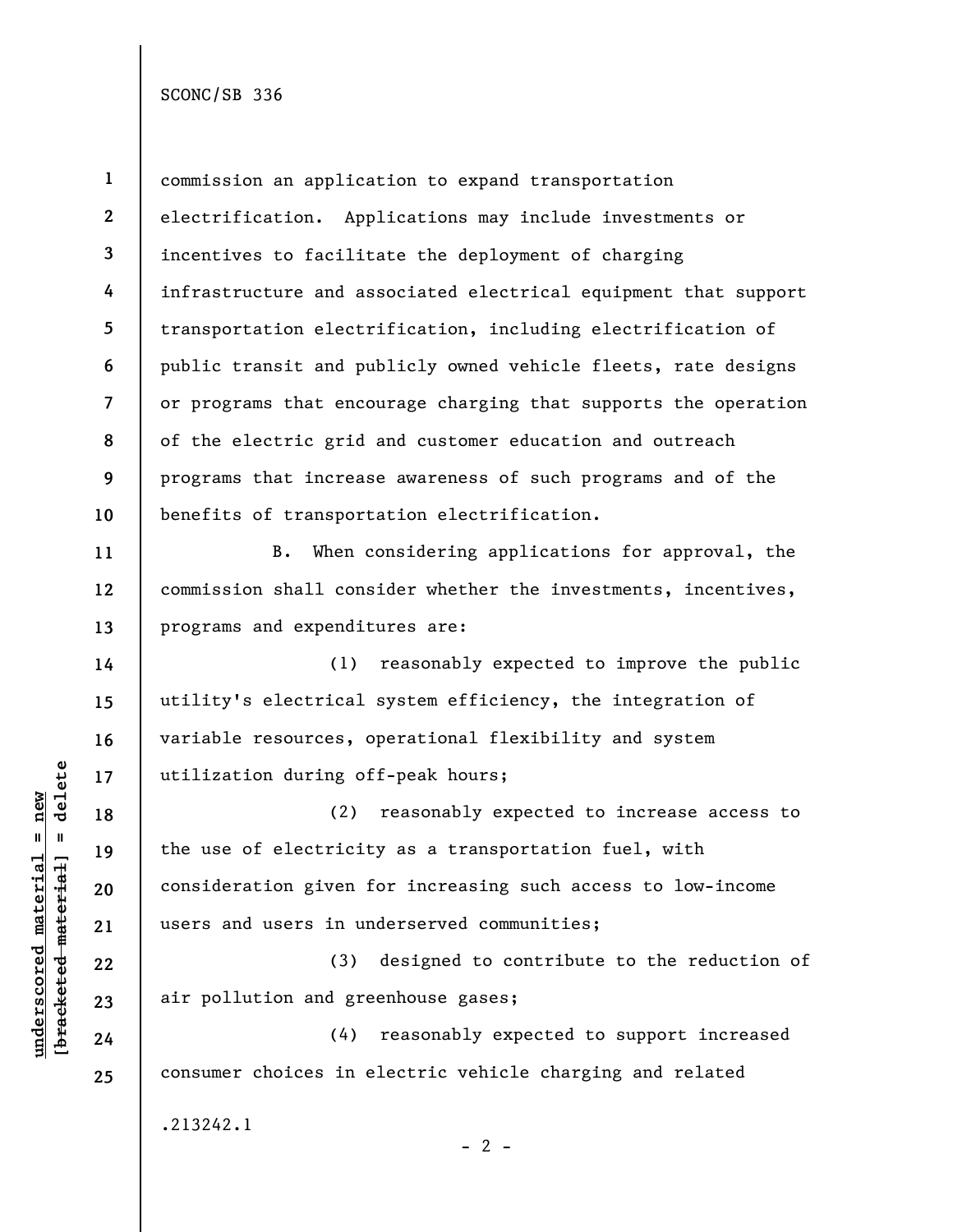commission an application to expand transportation electrification. Applications may include investments or incentives to facilitate the deployment of charging infrastructure and associated electrical equipment that support transportation electrification, including electrification of public transit and publicly owned vehicle fleets, rate designs or programs that encourage charging that supports the operation of the electric grid and customer education and outreach programs that increase awareness of such programs and of the benefits of transportation electrification.

B. When considering applications for approval, the commission shall consider whether the investments, incentives, programs and expenditures are:

(1) reasonably expected to improve the public utility's electrical system efficiency, the integration of variable resources, operational flexibility and system utilization during off-peak hours;

(2) reasonably expected to increase access to the use of electricity as a transportation fuel, with consideration given for increasing such access to low-income users and users in underserved communities;

(3) designed to contribute to the reduction of air pollution and greenhouse gases;

(4) reasonably expected to support increased consumer choices in electric vehicle charging and related

.213242.1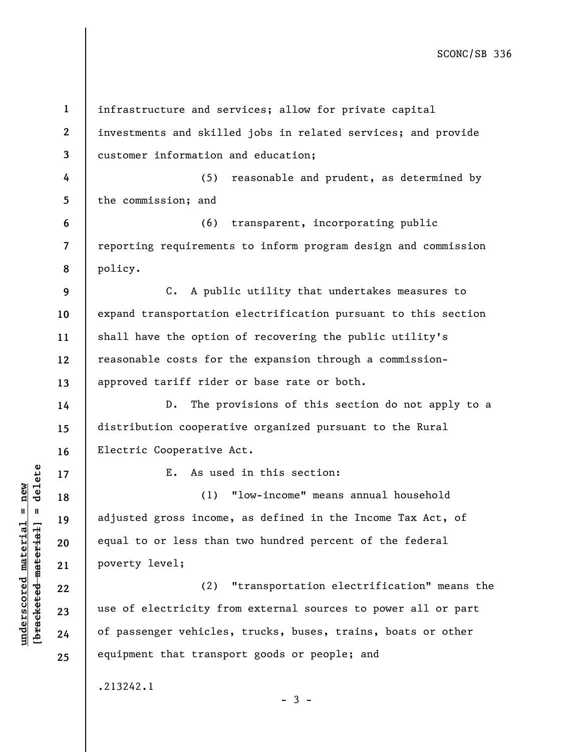infrastructure and services; allow for private capital investments and skilled jobs in related services; and provide customer information and education;

(5) reasonable and prudent, as determined by the commission; and

(6) transparent, incorporating public reporting requirements to inform program design and commission policy.

C. A public utility that undertakes measures to expand transportation electrification pursuant to this section shall have the option of recovering the public utility's reasonable costs for the expansion through a commission-approved tariff rider or base rate or both.

D. The provisions of this section do not apply to a distribution cooperative organized pursuant to the Rural Electric Cooperative Act.

E. As used in this section:

(1) "low-income" means annual household adjusted gross income, as defined in the Income Tax Act, of equal to or less than two hundred percent of the federal poverty level;

(2) "transportation electrification" means the use of electricity from external sources to power all or part of passenger vehicles, trucks, buses, trains, boats or other equipment that transport goods or people; and

.213242.1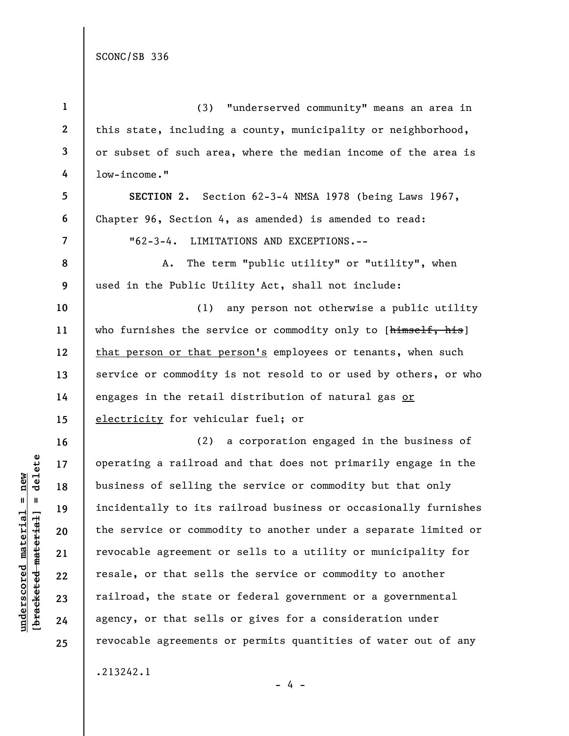(3) "underserved community" means an area in this state, including a county, municipality or neighborhood, or subset of such area, where the median income of the area is low-income."

**SECTION 2.** Section 62-3-4 NMSA 1978 (being Laws 1967, Chapter 96, Section 4, as amended) is amended to read:

"62-3-4. LIMITATIONS AND EXCEPTIONS.--

A. The term "public utility" or "utility", when used in the Public Utility Act, shall not include:

(1) any person not otherwise a public utility who furnishes the service or commodity only to [~~himself, his~~] <u>that person or that person's</u> employees or tenants, when such service or commodity is not resold to or used by others, or who engages in the retail distribution of natural gas <u>or electricity</u> for vehicular fuel; or

(2) a corporation engaged in the business of operating a railroad and that does not primarily engage in the business of selling the service or commodity but that only incidentally to its railroad business or occasionally furnishes the service or commodity to another under a separate limited or revocable agreement or sells to a utility or municipality for resale, or that sells the service or commodity to another railroad, the state or federal government or a governmental agency, or that sells or gives for a consideration under revocable agreements or permits quantities of water out of any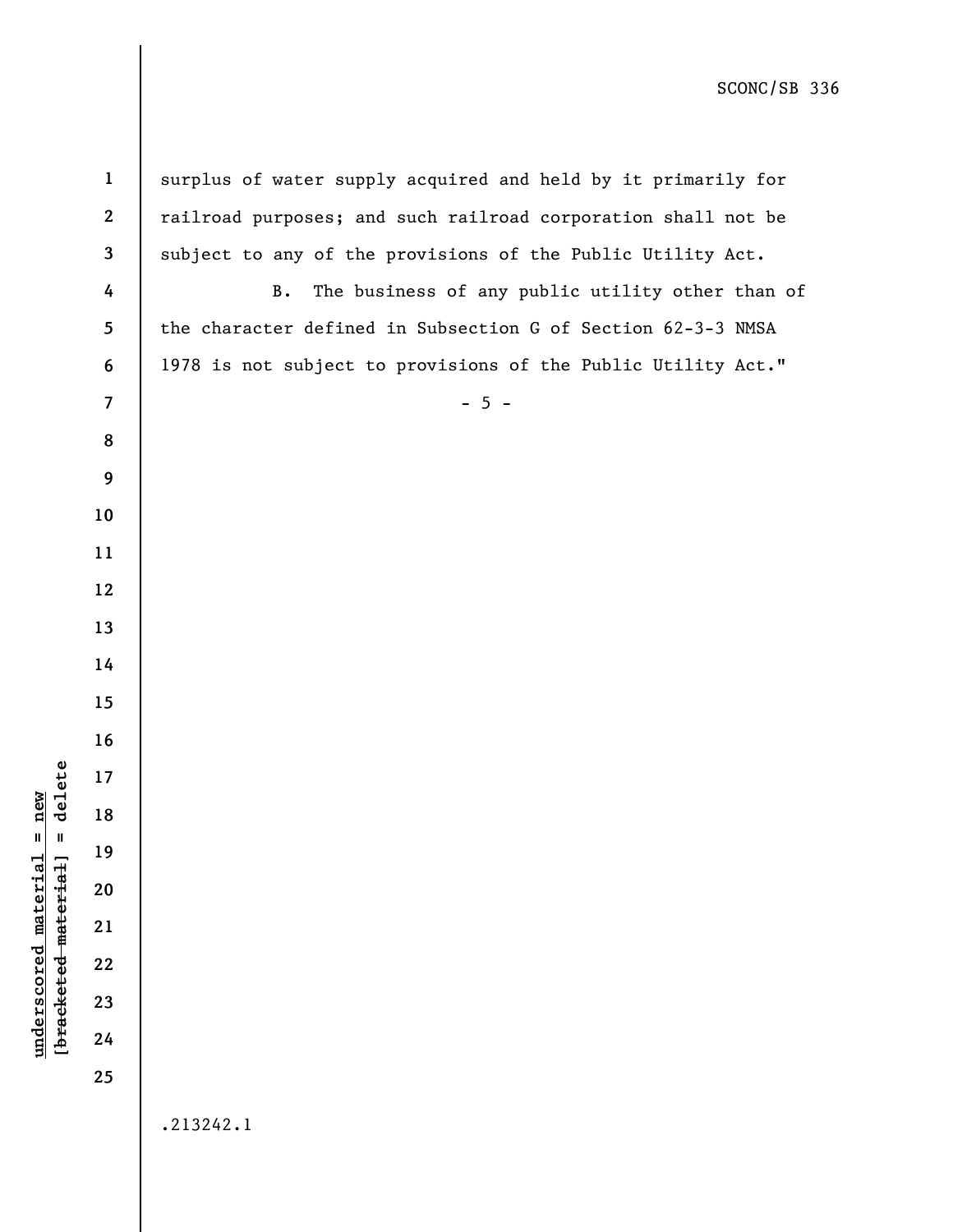surplus of water supply acquired and held by it primarily for railroad purposes; and such railroad corporation shall not be subject to any of the provisions of the Public Utility Act.

B. The business of any public utility other than of the character defined in Subsection G of Section 62-3-3 NMSA 1978 is not subject to provisions of the Public Utility Act."